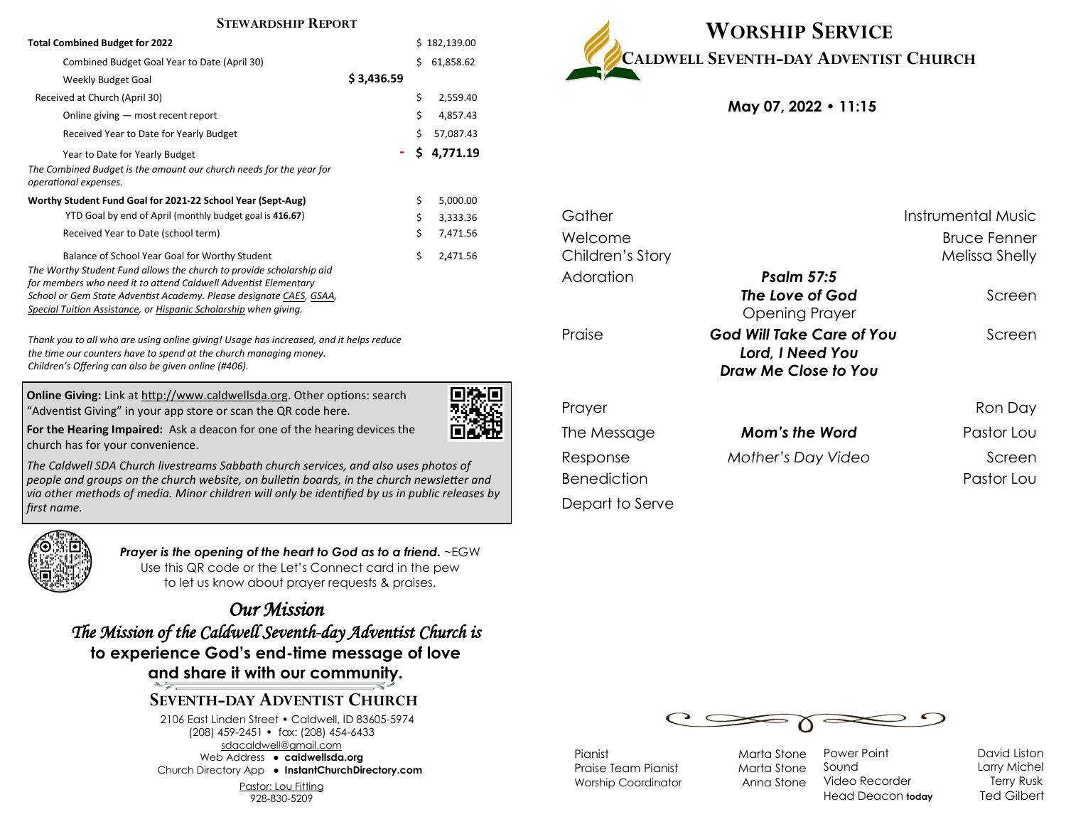## Stewardship Report

| | | |
|---|---|---|
| **Total Combined Budget for 2022** | | $ 182,139.00 |
| Combined Budget Goal Year to Date (April 30) | | $ 61,858.62 |
| Weekly Budget Goal | **$ 3,436.59** | |
| Received at Church (April 30) | | $ 2,559.40 |
| Online giving — most recent report | | $ 4,857.43 |
| Received Year to Date for Yearly Budget | | $ 57,087.43 |
| Year to Date for Yearly Budget | - | **$ 4,771.19** |

*The Combined Budget is the amount our church needs for the year for operational expenses.*

| | |
|---|---|
| **Worthy Student Fund Goal for 2021-22 School Year (Sept-Aug)** | $ 5,000.00 |
| YTD Goal by end of April (monthly budget goal is **416.67**) | $ 3,333.36 |
| Received Year to Date (school term) | $ 7,471.56 |
| Balance of School Year Goal for Worthy Student | $ 2,471.56 |

*The Worthy Student Fund allows the church to provide scholarship aid for members who need it to attend Caldwell Adventist Elementary School or Gem State Adventist Academy. Please designate CAES, GSAA, Special Tuition Assistance, or Hispanic Scholarship when giving.*

*Thank you to all who are using online giving! Usage has increased, and it helps reduce the time our counters have to spend at the church managing money. Children's Offering can also be given online (#406).*

**Online Giving:** Link at http://www.caldwellsda.org. Other options: search "Adventist Giving" in your app store or scan the QR code here.

**For the Hearing Impaired:** Ask a deacon for one of the hearing devices the church has for your convenience.

*The Caldwell SDA Church livestreams Sabbath church services, and also uses photos of people and groups on the church website, on bulletin boards, in the church newsletter and via other methods of media. Minor children will only be identified by us in public releases by first name.*

***Prayer is the opening of the heart to God as to a friend.*** ~EGW
Use this QR code or the Let's Connect card in the pew to let us know about prayer requests & praises.

## *Our Mission*

*The Mission of the Caldwell Seventh-day Adventist Church is*
**to experience God's end-time message of love and share it with our community.**

### Seventh-day Adventist Church

2106 East Linden Street • Caldwell, ID 83605-5974
(208) 459-2451 • fax: (208) 454-6433
sdacaldwell@gmail.com
Web Address • **caldwellsda.org**
Church Directory App • **InstantChurchDirectory.com**
Pastor: Lou Fitting
928-830-5209

# Worship Service

## Caldwell Seventh-day Adventist Church

**May 07, 2022 • 11:15**

| | | |
|---|---|---|
| Gather | | Instrumental Music |
| Welcome | | Bruce Fenner |
| Children's Story | | Melissa Shelly |
| Adoration | ***Psalm 57:5*** | |
| | ***The Love of God*** | Screen |
| | Opening Prayer | |
| Praise | ***God Will Take Care of You*** | Screen |
| | ***Lord, I Need You*** | |
| | ***Draw Me Close to You*** | |
| Prayer | | Ron Day |
| The Message | ***Mom's the Word*** | Pastor Lou |
| Response | *Mother's Day Video* | Screen |
| Benediction | | Pastor Lou |
| Depart to Serve | | |

| | | | |
|---|---|---|---|
| Pianist | Marta Stone | Power Point | David Liston |
| Praise Team Pianist | Marta Stone | Sound | Larry Michel |
| Worship Coordinator | Anna Stone | Video Recorder | Terry Rusk |
| | | Head Deacon **today** | Ted Gilbert |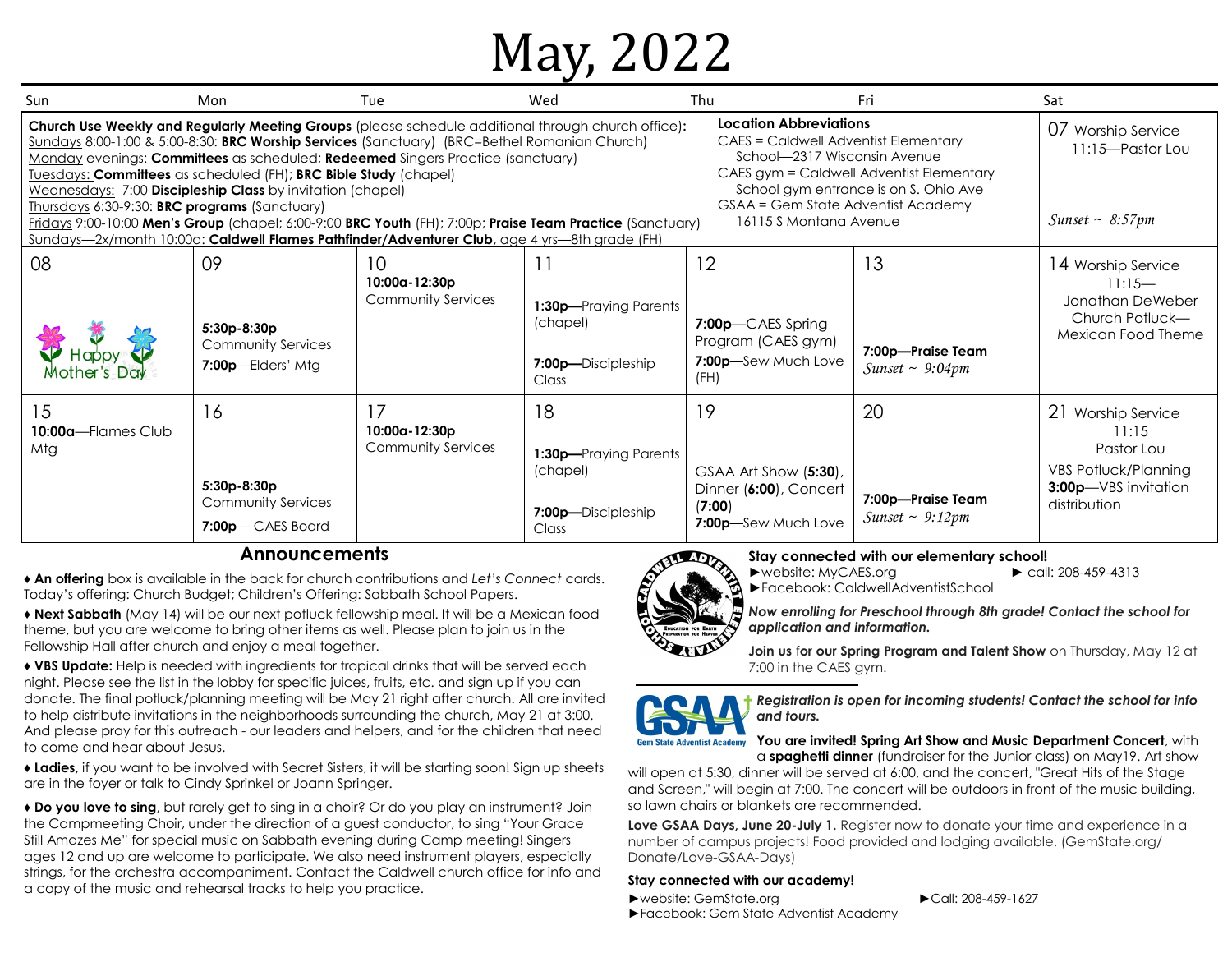# May, 2022

| Sun | Mon | Tue | Wed | Thu | Fri | Sat |
|---|---|---|---|---|---|---|
| **Church Use Weekly and Regularly Meeting Groups** (please schedule additional through church office): Sundays 8:00-1:00 & 5:00-8:30: **BRC Worship Services** (Sanctuary) (BRC=Bethel Romanian Church) Monday evenings: **Committees** as scheduled; **Redeemed** Singers Practice (sanctuary) Tuesdays: **Committees** as scheduled (FH); **BRC Bible Study** (chapel) Wednesdays: 7:00 **Discipleship Class** by invitation (chapel) Thursdays 6:30-9:30: **BRC programs** (Sanctuary) Fridays 9:00-10:00 **Men's Group** (chapel; 6:00-9:00 **BRC Youth** (FH); 7:00p; **Praise Team Practice** (Sanctuary) Sundays—2x/month 10:00a: **Caldwell Flames Pathfinder/Adventurer Club**, age 4 yrs—8th grade (FH) | | | | **Location Abbreviations** CAES = Caldwell Adventist Elementary School—2317 Wisconsin Avenue CAES gym = Caldwell Adventist Elementary School gym entrance is on S. Ohio Ave GSAA = Gem State Adventist Academy 16115 S Montana Avenue | | 07 Worship Service 11:15—Pastor Lou *Sunset ~ 8:57pm* |
| 08 Happy Mother's Day | 09 **5:30p-8:30p** Community Services **7:00p**—Elders' Mtg | 10 **10:00a-12:30p** Community Services | 11 **1:30p—**Praying Parents (chapel) **7:00p—**Discipleship Class | 12 **7:00p**—CAES Spring Program (CAES gym) **7:00p**—Sew Much Love (FH) | 13 **7:00p—Praise Team** *Sunset ~ 9:04pm* | 14 Worship Service 11:15—Jonathan DeWeber Church Potluck—Mexican Food Theme |
| 15 **10:00a**—Flames Club Mtg | 16 **5:30p-8:30p** Community Services **7:00p**— CAES Board | 17 **10:00a-12:30p** Community Services | 18 **1:30p—**Praying Parents (chapel) **7:00p—**Discipleship Class | 19 GSAA Art Show (**5:30**), Dinner (**6:00**), Concert (**7:00**) **7:00p**—Sew Much Love | 20 **7:00p—Praise Team** *Sunset ~ 9:12pm* | 21 Worship Service 11:15 Pastor Lou VBS Potluck/Planning **3:00p**—VBS invitation distribution |

## Announcements

♦ **An offering** box is available in the back for church contributions and *Let's Connect* cards. Today's offering: Church Budget; Children's Offering: Sabbath School Papers.

♦ **Next Sabbath** (May 14) will be our next potluck fellowship meal. It will be a Mexican food theme, but you are welcome to bring other items as well. Please plan to join us in the Fellowship Hall after church and enjoy a meal together.

♦ **VBS Update:** Help is needed with ingredients for tropical drinks that will be served each night. Please see the list in the lobby for specific juices, fruits, etc. and sign up if you can donate. The final potluck/planning meeting will be May 21 right after church. All are invited to help distribute invitations in the neighborhoods surrounding the church, May 21 at 3:00. And please pray for this outreach - our leaders and helpers, and for the children that need to come and hear about Jesus.

♦ **Ladies,** if you want to be involved with Secret Sisters, it will be starting soon! Sign up sheets are in the foyer or talk to Cindy Sprinkel or Joann Springer.

♦ **Do you love to sing**, but rarely get to sing in a choir? Or do you play an instrument? Join the Campmeeting Choir, under the direction of a guest conductor, to sing "Your Grace Still Amazes Me" for special music on Sabbath evening during Camp meeting! Singers ages 12 and up are welcome to participate. We also need instrument players, especially strings, for the orchestra accompaniment. Contact the Caldwell church office for info and a copy of the music and rehearsal tracks to help you practice.

**Stay connected with our elementary school!**

►website: MyCAES.org ► call: 208-459-4313

►Facebook: CaldwellAdventistSchool

***Now enrolling for Preschool through 8th grade! Contact the school for application and information.***

**Join us for our Spring Program and Talent Show** on Thursday, May 12 at 7:00 in the CAES gym.

***Registration is open for incoming students! Contact the school for info and tours.***

**You are invited! Spring Art Show and Music Department Concert**, with a **spaghetti dinner** (fundraiser for the Junior class) on May19. Art show will open at 5:30, dinner will be served at 6:00, and the concert, "Great Hits of the Stage and Screen," will begin at 7:00. The concert will be outdoors in front of the music building, so lawn chairs or blankets are recommended.

**Love GSAA Days, June 20-July 1.** Register now to donate your time and experience in a number of campus projects! Food provided and lodging available. (GemState.org/Donate/Love-GSAA-Days)

**Stay connected with our academy!**

►website: GemState.org ►Call: 208-459-1627

►Facebook: Gem State Adventist Academy